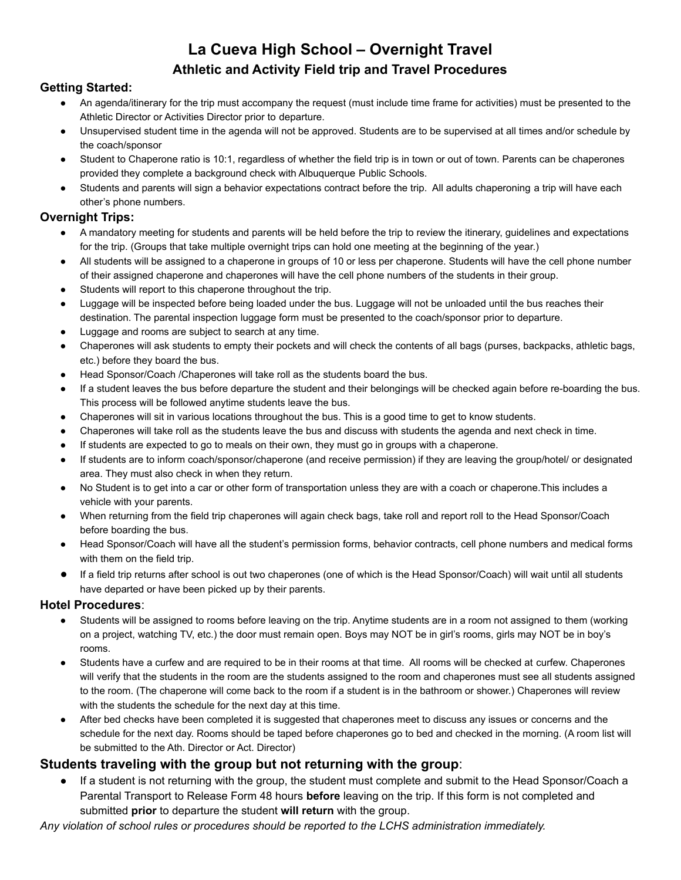// La Cueva High School – Overnight Travel
## Athletic and Activity Field trip and Travel Procedures

### Getting Started:

- An agenda/itinerary for the trip must accompany the request (must include time frame for activities) must be presented to the Athletic Director or Activities Director prior to departure.
- Unsupervised student time in the agenda will not be approved. Students are to be supervised at all times and/or schedule by the coach/sponsor
- Student to Chaperone ratio is 10:1, regardless of whether the field trip is in town or out of town. Parents can be chaperones provided they complete a background check with Albuquerque Public Schools.
- Students and parents will sign a behavior expectations contract before the trip. All adults chaperoning a trip will have each other's phone numbers.

### Overnight Trips:

- A mandatory meeting for students and parents will be held before the trip to review the itinerary, guidelines and expectations for the trip. (Groups that take multiple overnight trips can hold one meeting at the beginning of the year.)
- All students will be assigned to a chaperone in groups of 10 or less per chaperone. Students will have the cell phone number of their assigned chaperone and chaperones will have the cell phone numbers of the students in their group.
- Students will report to this chaperone throughout the trip.
- Luggage will be inspected before being loaded under the bus. Luggage will not be unloaded until the bus reaches their destination. The parental inspection luggage form must be presented to the coach/sponsor prior to departure.
- Luggage and rooms are subject to search at any time.
- Chaperones will ask students to empty their pockets and will check the contents of all bags (purses, backpacks, athletic bags, etc.) before they board the bus.
- Head Sponsor/Coach /Chaperones will take roll as the students board the bus.
- If a student leaves the bus before departure the student and their belongings will be checked again before re-boarding the bus. This process will be followed anytime students leave the bus.
- Chaperones will sit in various locations throughout the bus. This is a good time to get to know students.
- Chaperones will take roll as the students leave the bus and discuss with students the agenda and next check in time.
- If students are expected to go to meals on their own, they must go in groups with a chaperone.
- If students are to inform coach/sponsor/chaperone (and receive permission) if they are leaving the group/hotel/ or designated area. They must also check in when they return.
- No Student is to get into a car or other form of transportation unless they are with a coach or chaperone.This includes a vehicle with your parents.
- When returning from the field trip chaperones will again check bags, take roll and report roll to the Head Sponsor/Coach before boarding the bus.
- Head Sponsor/Coach will have all the student's permission forms, behavior contracts, cell phone numbers and medical forms with them on the field trip.
- If a field trip returns after school is out two chaperones (one of which is the Head Sponsor/Coach) will wait until all students have departed or have been picked up by their parents.

### Hotel Procedures:

- Students will be assigned to rooms before leaving on the trip. Anytime students are in a room not assigned to them (working on a project, watching TV, etc.) the door must remain open. Boys may NOT be in girl's rooms, girls may NOT be in boy's rooms.
- Students have a curfew and are required to be in their rooms at that time. All rooms will be checked at curfew. Chaperones will verify that the students in the room are the students assigned to the room and chaperones must see all students assigned to the room. (The chaperone will come back to the room if a student is in the bathroom or shower.) Chaperones will review with the students the schedule for the next day at this time.
- After bed checks have been completed it is suggested that chaperones meet to discuss any issues or concerns and the schedule for the next day. Rooms should be taped before chaperones go to bed and checked in the morning. (A room list will be submitted to the Ath. Director or Act. Director)

### Students traveling with the group but not returning with the group:

- If a student is not returning with the group, the student must complete and submit to the Head Sponsor/Coach a Parental Transport to Release Form 48 hours **before** leaving on the trip. If this form is not completed and submitted **prior** to departure the student **will return** with the group.

*Any violation of school rules or procedures should be reported to the LCHS administration immediately.*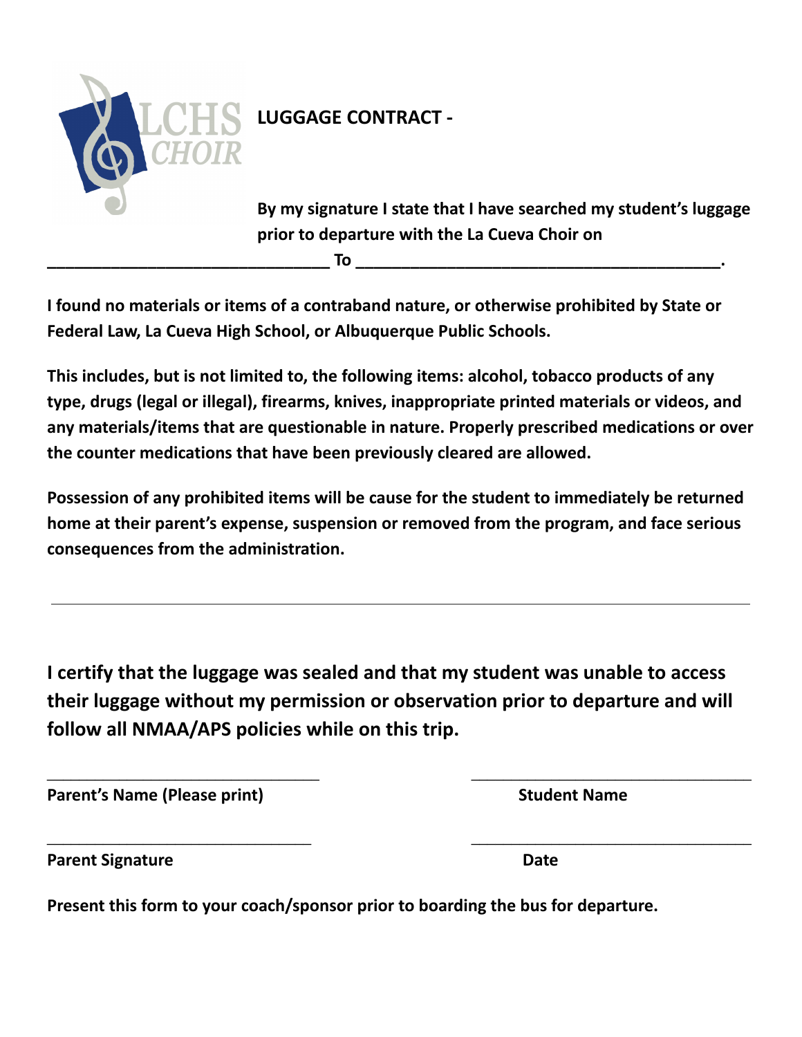LCHS CHOIR

# LUGGAGE CONTRACT -

**By my signature I state that I have searched my student's luggage prior to departure with the La Cueva Choir on ______________________________ To ________________________________________.**

**I found no materials or items of a contraband nature, or otherwise prohibited by State or Federal Law, La Cueva High School, or Albuquerque Public Schools.**

**This includes, but is not limited to, the following items: alcohol, tobacco products of any type, drugs (legal or illegal), firearms, knives, inappropriate printed materials or videos, and any materials/items that are questionable in nature. Properly prescribed medications or over the counter medications that have been previously cleared are allowed.**

**Possession of any prohibited items will be cause for the student to immediately be returned home at their parent's expense, suspension or removed from the program, and face serious consequences from the administration.**

---

**I certify that the luggage was sealed and that my student was unable to access their luggage without my permission or observation prior to departure and will follow all NMAA/APS policies while on this trip.**

| | |
|---|---|
| ______________________________ | ______________________________ |
| **Parent's Name (Please print)** | **Student Name** |
| ______________________________ | ______________________________ |
| **Parent Signature** | **Date** |

**Present this form to your coach/sponsor prior to boarding the bus for departure.**